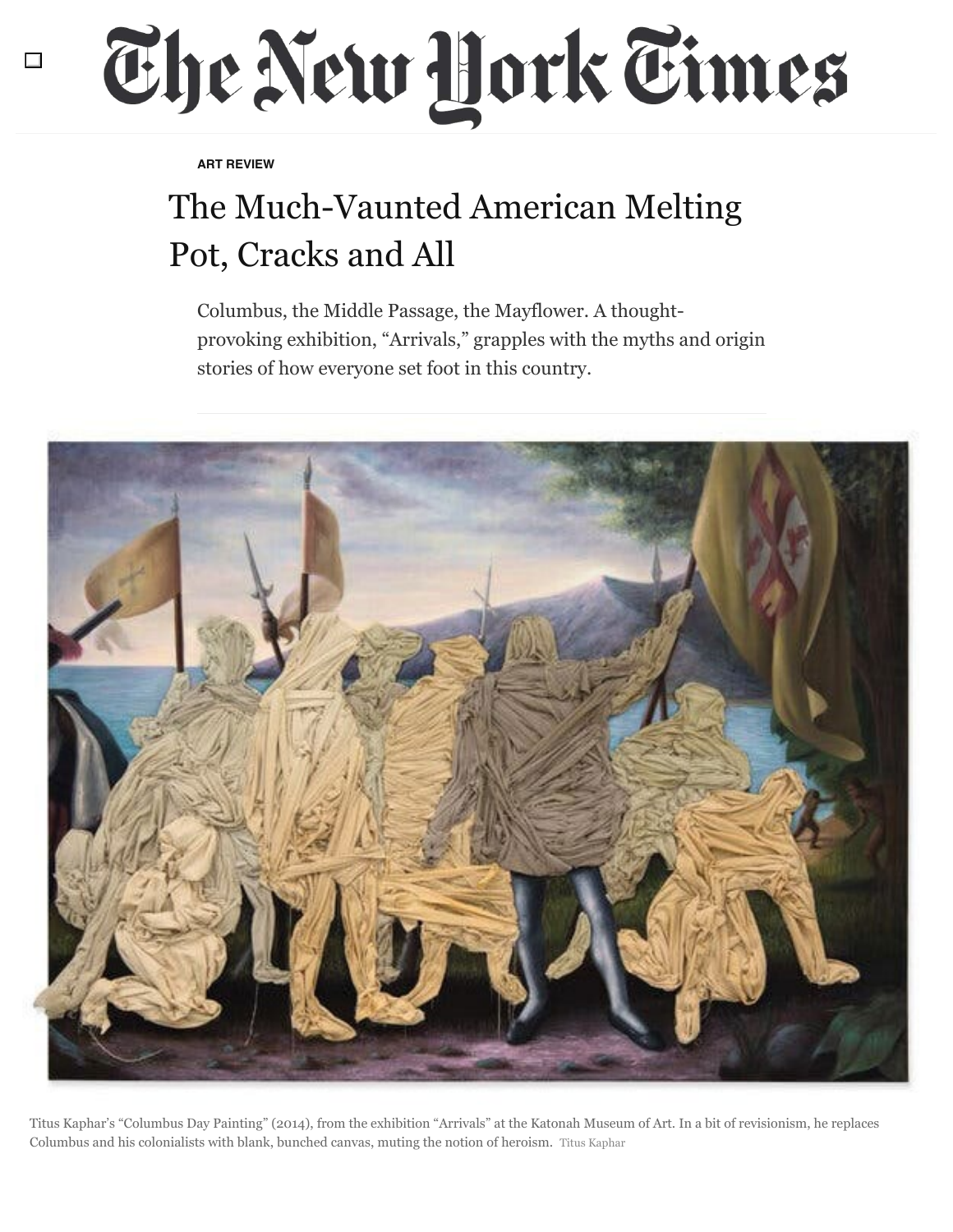# The New York Times

ART REVIEW

## The Much-Vaunted American Melting Pot, Cracks and All

Columbus, the Middle Passage, the Mayflower. A thought-provoking exhibition, "Arrivals," grapples with the myths and origin stories of how everyone set foot in this country.

Titus Kaphar's "Columbus Day Painting" (2014), from the exhibition "Arrivals" at the Katonah Museum of Art. In a bit of revisionism, he replaces Columbus and his colonialists with blank, bunched canvas, muting the notion of heroism. Titus Kaphar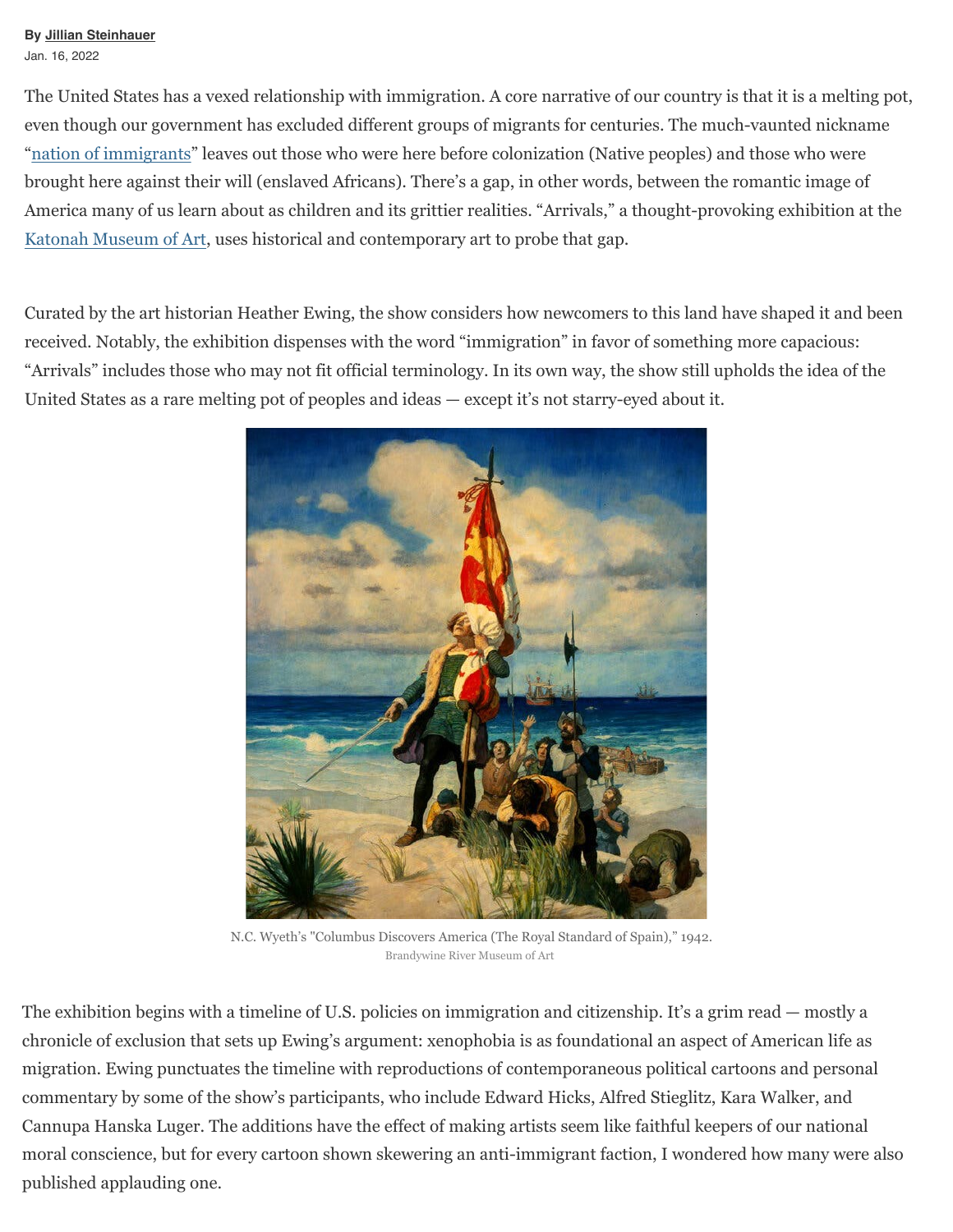By Jillian Steinhauer

Jan. 16, 2022

The United States has a vexed relationship with immigration. A core narrative of our country is that it is a melting pot, even though our government has excluded different groups of migrants for centuries. The much-vaunted nickname "nation of immigrants" leaves out those who were here before colonization (Native peoples) and those who were brought here against their will (enslaved Africans). There's a gap, in other words, between the romantic image of America many of us learn about as children and its grittier realities. "Arrivals," a thought-provoking exhibition at the Katonah Museum of Art, uses historical and contemporary art to probe that gap.

Curated by the art historian Heather Ewing, the show considers how newcomers to this land have shaped it and been received. Notably, the exhibition dispenses with the word "immigration" in favor of something more capacious: "Arrivals" includes those who may not fit official terminology. In its own way, the show still upholds the idea of the United States as a rare melting pot of peoples and ideas — except it's not starry-eyed about it.

N.C. Wyeth's "Columbus Discovers America (The Royal Standard of Spain)," 1942.
Brandywine River Museum of Art

The exhibition begins with a timeline of U.S. policies on immigration and citizenship. It's a grim read — mostly a chronicle of exclusion that sets up Ewing's argument: xenophobia is as foundational an aspect of American life as migration. Ewing punctuates the timeline with reproductions of contemporaneous political cartoons and personal commentary by some of the show's participants, who include Edward Hicks, Alfred Stieglitz, Kara Walker, and Cannupa Hanska Luger. The additions have the effect of making artists seem like faithful keepers of our national moral conscience, but for every cartoon shown skewering an anti-immigrant faction, I wondered how many were also published applauding one.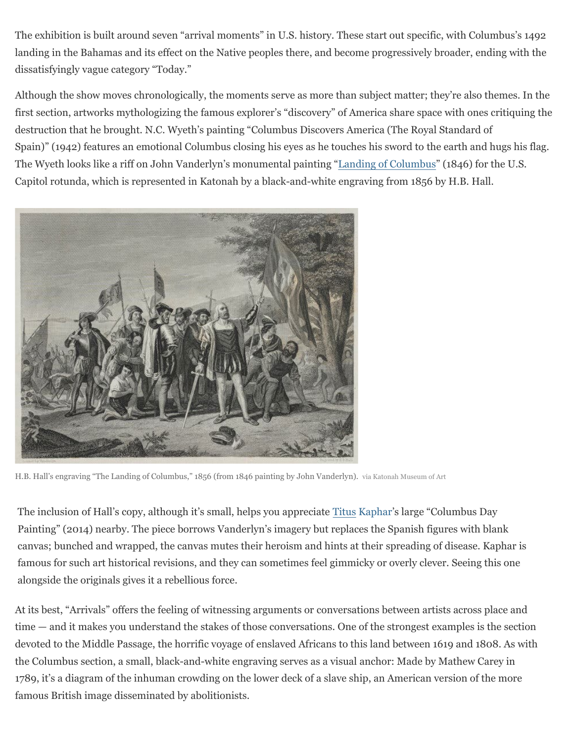The exhibition is built around seven "arrival moments" in U.S. history. These start out specific, with Columbus's 1492 landing in the Bahamas and its effect on the Native peoples there, and become progressively broader, ending with the dissatisfyingly vague category "Today."

Although the show moves chronologically, the moments serve as more than subject matter; they're also themes. In the first section, artworks mythologizing the famous explorer's "discovery" of America share space with ones critiquing the destruction that he brought. N.C. Wyeth's painting "Columbus Discovers America (The Royal Standard of Spain)" (1942) features an emotional Columbus closing his eyes as he touches his sword to the earth and hugs his flag. The Wyeth looks like a riff on John Vanderlyn's monumental painting "Landing of Columbus" (1846) for the U.S. Capitol rotunda, which is represented in Katonah by a black-and-white engraving from 1856 by H.B. Hall.

H.B. Hall's engraving "The Landing of Columbus," 1856 (from 1846 painting by John Vanderlyn). via Katonah Museum of Art

The inclusion of Hall's copy, although it's small, helps you appreciate Titus Kaphar's large "Columbus Day Painting" (2014) nearby. The piece borrows Vanderlyn's imagery but replaces the Spanish figures with blank canvas; bunched and wrapped, the canvas mutes their heroism and hints at their spreading of disease. Kaphar is famous for such art historical revisions, and they can sometimes feel gimmicky or overly clever. Seeing this one alongside the originals gives it a rebellious force.

At its best, "Arrivals" offers the feeling of witnessing arguments or conversations between artists across place and time — and it makes you understand the stakes of those conversations. One of the strongest examples is the section devoted to the Middle Passage, the horrific voyage of enslaved Africans to this land between 1619 and 1808. As with the Columbus section, a small, black-and-white engraving serves as a visual anchor: Made by Mathew Carey in 1789, it's a diagram of the inhuman crowding on the lower deck of a slave ship, an American version of the more famous British image disseminated by abolitionists.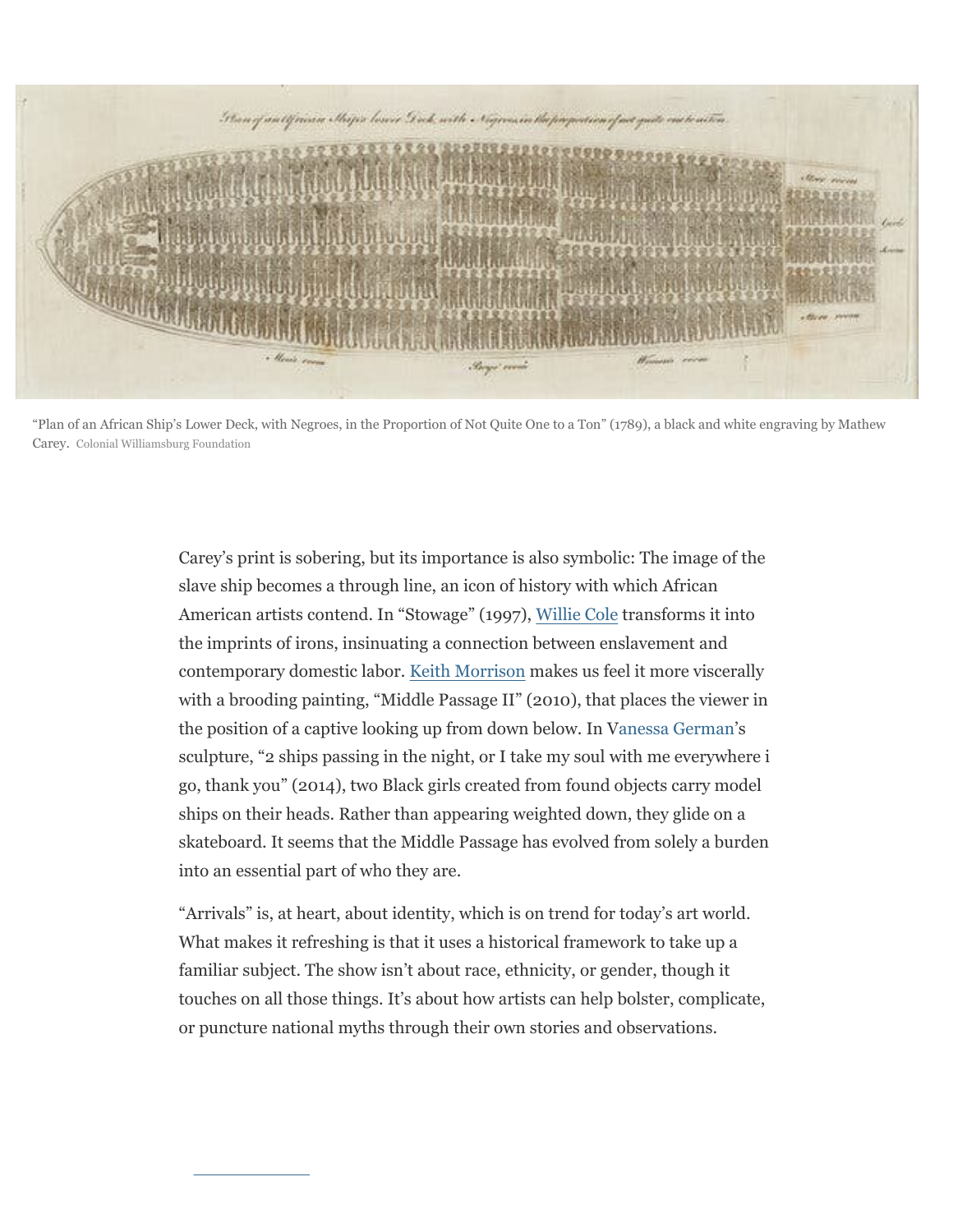"Plan of an African Ship's Lower Deck, with Negroes, in the Proportion of Not Quite One to a Ton" (1789), a black and white engraving by Mathew Carey. Colonial Williamsburg Foundation

Carey's print is sobering, but its importance is also symbolic: The image of the slave ship becomes a through line, an icon of history with which African American artists contend. In "Stowage" (1997), Willie Cole transforms it into the imprints of irons, insinuating a connection between enslavement and contemporary domestic labor. Keith Morrison makes us feel it more viscerally with a brooding painting, "Middle Passage II" (2010), that places the viewer in the position of a captive looking up from down below. In Vanessa German's sculpture, "2 ships passing in the night, or I take my soul with me everywhere i go, thank you" (2014), two Black girls created from found objects carry model ships on their heads. Rather than appearing weighted down, they glide on a skateboard. It seems that the Middle Passage has evolved from solely a burden into an essential part of who they are.

"Arrivals" is, at heart, about identity, which is on trend for today's art world. What makes it refreshing is that it uses a historical framework to take up a familiar subject. The show isn't about race, ethnicity, or gender, though it touches on all those things. It's about how artists can help bolster, complicate, or puncture national myths through their own stories and observations.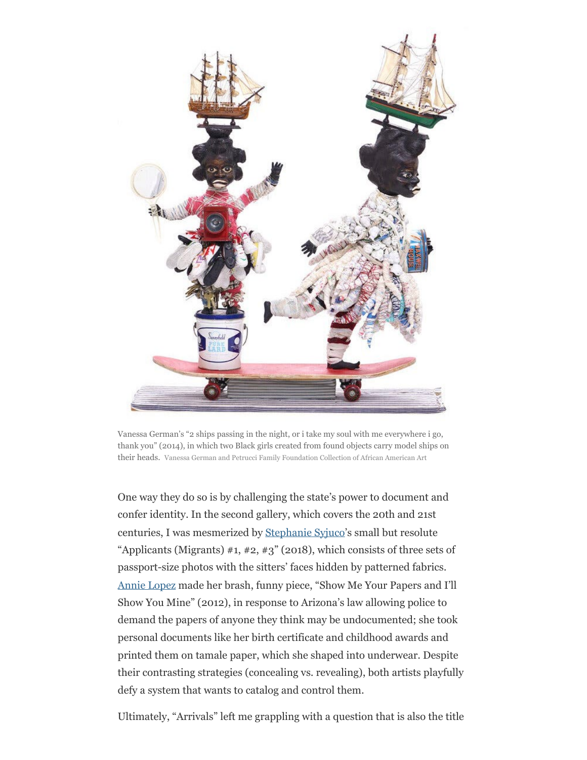Vanessa German's "2 ships passing in the night, or i take my soul with me everywhere i go, thank you" (2014), in which two Black girls created from found objects carry model ships on their heads. Vanessa German and Petrucci Family Foundation Collection of African American Art

One way they do so is by challenging the state's power to document and confer identity. In the second gallery, which covers the 20th and 21st centuries, I was mesmerized by Stephanie Syjuco's small but resolute "Applicants (Migrants) #1, #2, #3" (2018), which consists of three sets of passport-size photos with the sitters' faces hidden by patterned fabrics. Annie Lopez made her brash, funny piece, "Show Me Your Papers and I'll Show You Mine" (2012), in response to Arizona's law allowing police to demand the papers of anyone they think may be undocumented; she took personal documents like her birth certificate and childhood awards and printed them on tamale paper, which she shaped into underwear. Despite their contrasting strategies (concealing vs. revealing), both artists playfully defy a system that wants to catalog and control them.

Ultimately, "Arrivals" left me grappling with a question that is also the title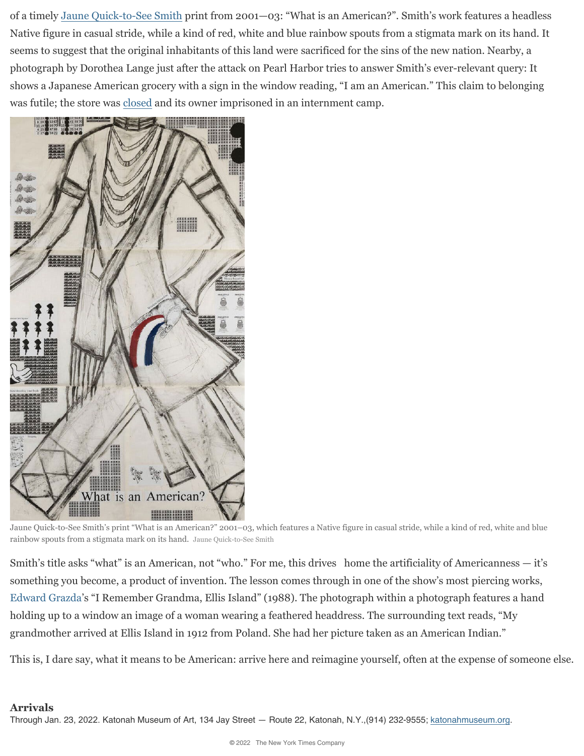of a timely Jaune Quick-to-See Smith print from 2001—03: “What is an American?”. Smith’s work features a headless Native figure in casual stride, while a kind of red, white and blue rainbow spouts from a stigmata mark on its hand. It seems to suggest that the original inhabitants of this land were sacrificed for the sins of the new nation. Nearby, a photograph by Dorothea Lange just after the attack on Pearl Harbor tries to answer Smith’s ever-relevant query: It shows a Japanese American grocery with a sign in the window reading, “I am an American.” This claim to belonging was futile; the store was closed and its owner imprisoned in an internment camp.

Jaune Quick-to-See Smith’s print “What is an American?” 2001–03, which features a Native figure in casual stride, while a kind of red, white and blue rainbow spouts from a stigmata mark on its hand. Jaune Quick-to-See Smith

Smith’s title asks “what” is an American, not “who.” For me, this drives home the artificiality of Americanness — it’s something you become, a product of invention. The lesson comes through in one of the show’s most piercing works, Edward Grazda’s “I Remember Grandma, Ellis Island” (1988). The photograph within a photograph features a hand holding up to a window an image of a woman wearing a feathered headdress. The surrounding text reads, “My grandmother arrived at Ellis Island in 1912 from Poland. She had her picture taken as an American Indian.”

This is, I dare say, what it means to be American: arrive here and reimagine yourself, often at the expense of someone else.

**Arrivals**

Through Jan. 23, 2022. Katonah Museum of Art, 134 Jay Street — Route 22, Katonah, N.Y.,(914) 232-9555; katonahmuseum.org.